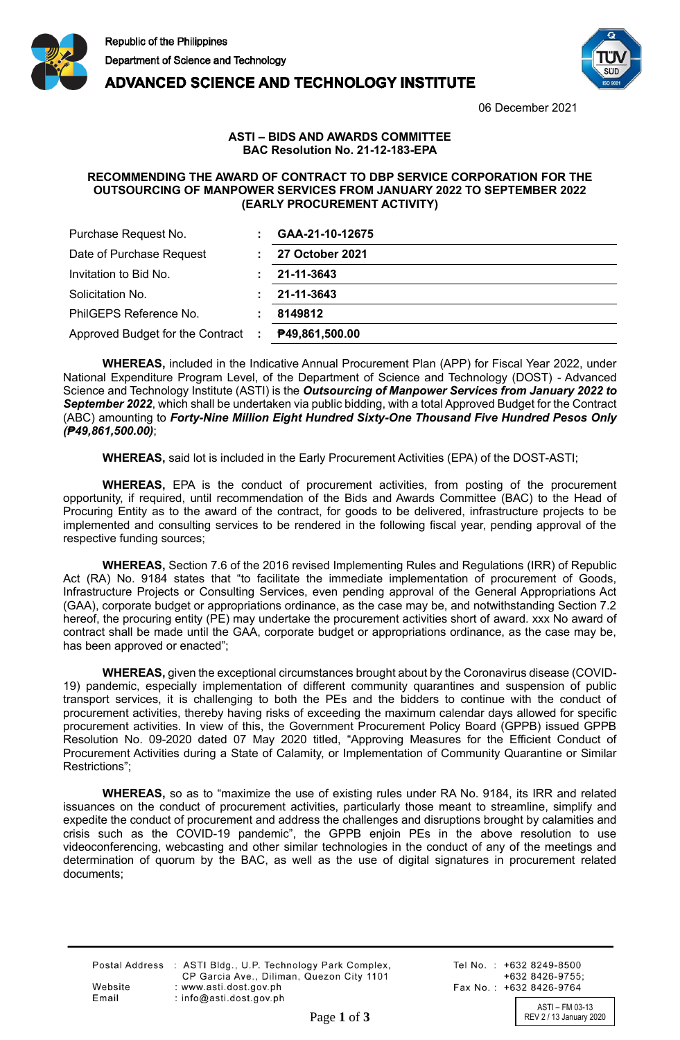Republic of the Philippines
Department of Science and Technology
**ADVANCED SCIENCE AND TECHNOLOGY INSTITUTE**

06 December 2021

**ASTI – BIDS AND AWARDS COMMITTEE**
**BAC Resolution No. 21-12-183-EPA**

**RECOMMENDING THE AWARD OF CONTRACT TO DBP SERVICE CORPORATION FOR THE OUTSOURCING OF MANPOWER SERVICES FROM JANUARY 2022 TO SEPTEMBER 2022 (EARLY PROCUREMENT ACTIVITY)**

| | | |
|---|---|---|
| Purchase Request No. | : | **GAA-21-10-12675** |
| Date of Purchase Request | : | **27 October 2021** |
| Invitation to Bid No. | : | **21-11-3643** |
| Solicitation No. | : | **21-11-3643** |
| PhilGEPS Reference No. | : | **8149812** |
| Approved Budget for the Contract | : | **₱49,861,500.00** |

**WHEREAS,** included in the Indicative Annual Procurement Plan (APP) for Fiscal Year 2022, under National Expenditure Program Level, of the Department of Science and Technology (DOST) - Advanced Science and Technology Institute (ASTI) is the ***Outsourcing of Manpower Services from January 2022 to September 2022***, which shall be undertaken via public bidding, with a total Approved Budget for the Contract (ABC) amounting to ***Forty-Nine Million Eight Hundred Sixty-One Thousand Five Hundred Pesos Only (₱49,861,500.00)***;

**WHEREAS,** said lot is included in the Early Procurement Activities (EPA) of the DOST-ASTI;

**WHEREAS,** EPA is the conduct of procurement activities, from posting of the procurement opportunity, if required, until recommendation of the Bids and Awards Committee (BAC) to the Head of Procuring Entity as to the award of the contract, for goods to be delivered, infrastructure projects to be implemented and consulting services to be rendered in the following fiscal year, pending approval of the respective funding sources;

**WHEREAS,** Section 7.6 of the 2016 revised Implementing Rules and Regulations (IRR) of Republic Act (RA) No. 9184 states that "to facilitate the immediate implementation of procurement of Goods, Infrastructure Projects or Consulting Services, even pending approval of the General Appropriations Act (GAA), corporate budget or appropriations ordinance, as the case may be, and notwithstanding Section 7.2 hereof, the procuring entity (PE) may undertake the procurement activities short of award. xxx No award of contract shall be made until the GAA, corporate budget or appropriations ordinance, as the case may be, has been approved or enacted";

**WHEREAS,** given the exceptional circumstances brought about by the Coronavirus disease (COVID-19) pandemic, especially implementation of different community quarantines and suspension of public transport services, it is challenging to both the PEs and the bidders to continue with the conduct of procurement activities, thereby having risks of exceeding the maximum calendar days allowed for specific procurement activities. In view of this, the Government Procurement Policy Board (GPPB) issued GPPB Resolution No. 09-2020 dated 07 May 2020 titled, "Approving Measures for the Efficient Conduct of Procurement Activities during a State of Calamity, or Implementation of Community Quarantine or Similar Restrictions";

**WHEREAS,** so as to "maximize the use of existing rules under RA No. 9184, its IRR and related issuances on the conduct of procurement activities, particularly those meant to streamline, simplify and expedite the conduct of procurement and address the challenges and disruptions brought by calamities and crisis such as the COVID-19 pandemic", the GPPB enjoin PEs in the above resolution to use videoconferencing, webcasting and other similar technologies in the conduct of any of the meetings and determination of quorum by the BAC, as well as the use of digital signatures in procurement related documents;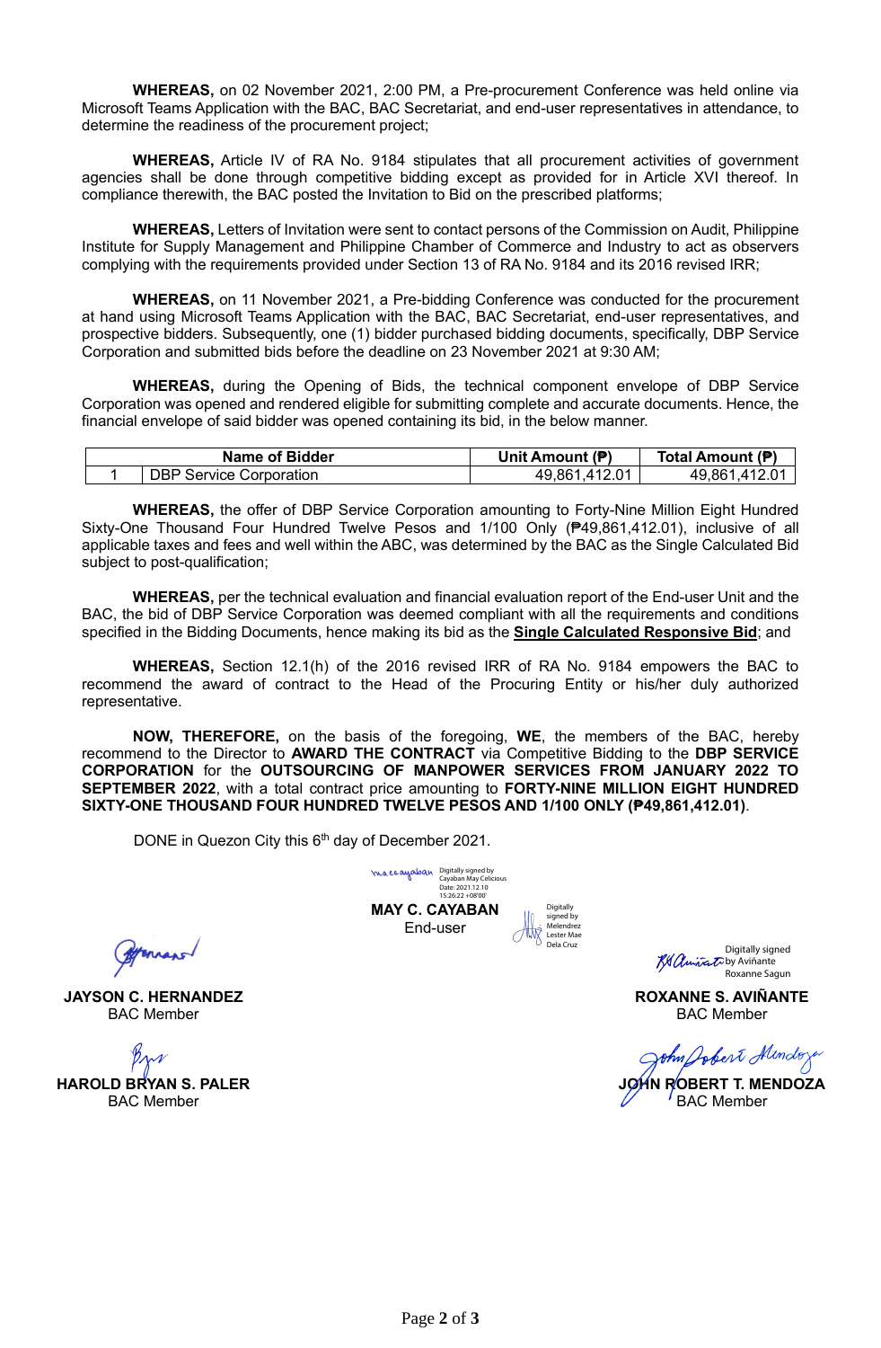**WHEREAS,** on 02 November 2021, 2:00 PM, a Pre-procurement Conference was held online via Microsoft Teams Application with the BAC, BAC Secretariat, and end-user representatives in attendance, to determine the readiness of the procurement project;

**WHEREAS,** Article IV of RA No. 9184 stipulates that all procurement activities of government agencies shall be done through competitive bidding except as provided for in Article XVI thereof. In compliance therewith, the BAC posted the Invitation to Bid on the prescribed platforms;

**WHEREAS,** Letters of Invitation were sent to contact persons of the Commission on Audit, Philippine Institute for Supply Management and Philippine Chamber of Commerce and Industry to act as observers complying with the requirements provided under Section 13 of RA No. 9184 and its 2016 revised IRR;

**WHEREAS,** on 11 November 2021, a Pre-bidding Conference was conducted for the procurement at hand using Microsoft Teams Application with the BAC, BAC Secretariat, end-user representatives, and prospective bidders. Subsequently, one (1) bidder purchased bidding documents, specifically, DBP Service Corporation and submitted bids before the deadline on 23 November 2021 at 9:30 AM;

**WHEREAS,** during the Opening of Bids, the technical component envelope of DBP Service Corporation was opened and rendered eligible for submitting complete and accurate documents. Hence, the financial envelope of said bidder was opened containing its bid, in the below manner.

| | Name of Bidder | Unit Amount (₱) | Total Amount (₱) |
|---|---|---|---|
| 1 | DBP Service Corporation | 49,861,412.01 | 49,861,412.01 |

**WHEREAS,** the offer of DBP Service Corporation amounting to Forty-Nine Million Eight Hundred Sixty-One Thousand Four Hundred Twelve Pesos and 1/100 Only (₱49,861,412.01), inclusive of all applicable taxes and fees and well within the ABC, was determined by the BAC as the Single Calculated Bid subject to post-qualification;

**WHEREAS,** per the technical evaluation and financial evaluation report of the End-user Unit and the BAC, the bid of DBP Service Corporation was deemed compliant with all the requirements and conditions specified in the Bidding Documents, hence making its bid as the **Single Calculated Responsive Bid**; and

**WHEREAS,** Section 12.1(h) of the 2016 revised IRR of RA No. 9184 empowers the BAC to recommend the award of contract to the Head of the Procuring Entity or his/her duly authorized representative.

**NOW, THEREFORE,** on the basis of the foregoing, **WE**, the members of the BAC, hereby recommend to the Director to **AWARD THE CONTRACT** via Competitive Bidding to the **DBP SERVICE CORPORATION** for the **OUTSOURCING OF MANPOWER SERVICES FROM JANUARY 2022 TO SEPTEMBER 2022**, with a total contract price amounting to **FORTY-NINE MILLION EIGHT HUNDRED SIXTY-ONE THOUSAND FOUR HUNDRED TWELVE PESOS AND 1/100 ONLY (₱49,861,412.01)**.

DONE in Quezon City this 6th day of December 2021.

Digitally signed by Cayaban May Celicious
Date: 2021.12.10 15:26:22 +08'00'

**MAY C. CAYABAN**
End-user

Digitally signed by Melendrez Lester Mae Dela Cruz

**JAYSON C. HERNANDEZ**
BAC Member

Digitally signed by Aviñante Roxanne Sagun

**ROXANNE S. AVIÑANTE**
BAC Member

**HAROLD BRYAN S. PALER**
BAC Member

**JOHN ROBERT T. MENDOZA**
BAC Member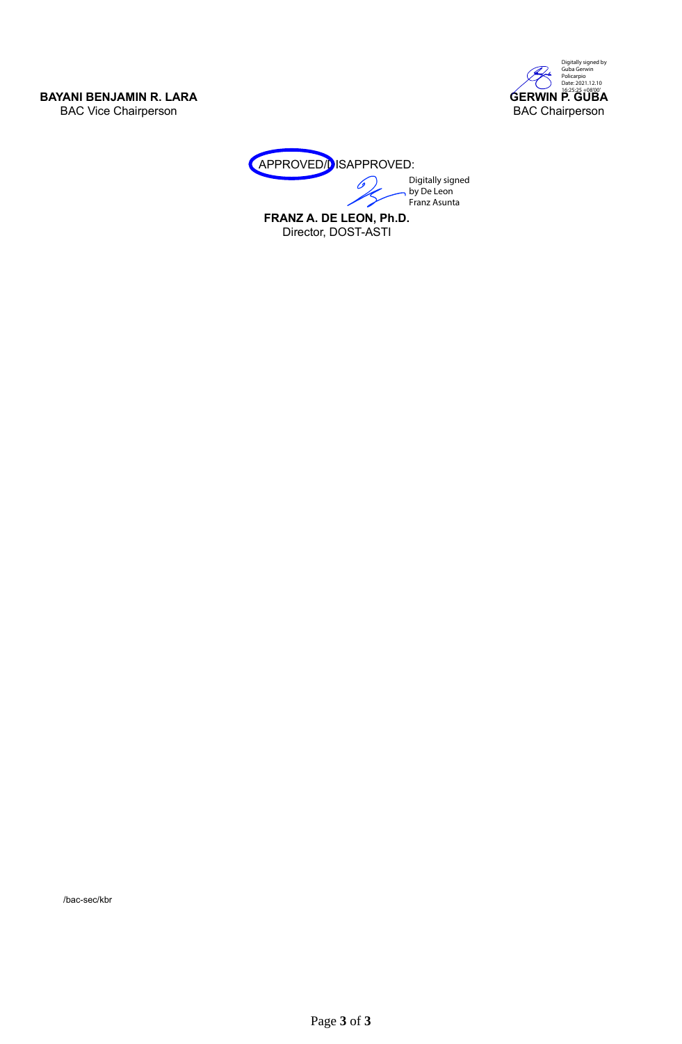**BAYANI BENJAMIN R. LARA**
BAC Vice Chairperson

Digitally signed by Guba Gerwin Policarpio
Date: 2021.12.10 16:25:25 +08'00'

**GERWIN P. GUBA**
BAC Chairperson

APPROVED/DISAPPROVED:

Digitally signed by De Leon Franz Asunta

**FRANZ A. DE LEON, Ph.D.**
Director, DOST-ASTI

/bac-sec/kbr